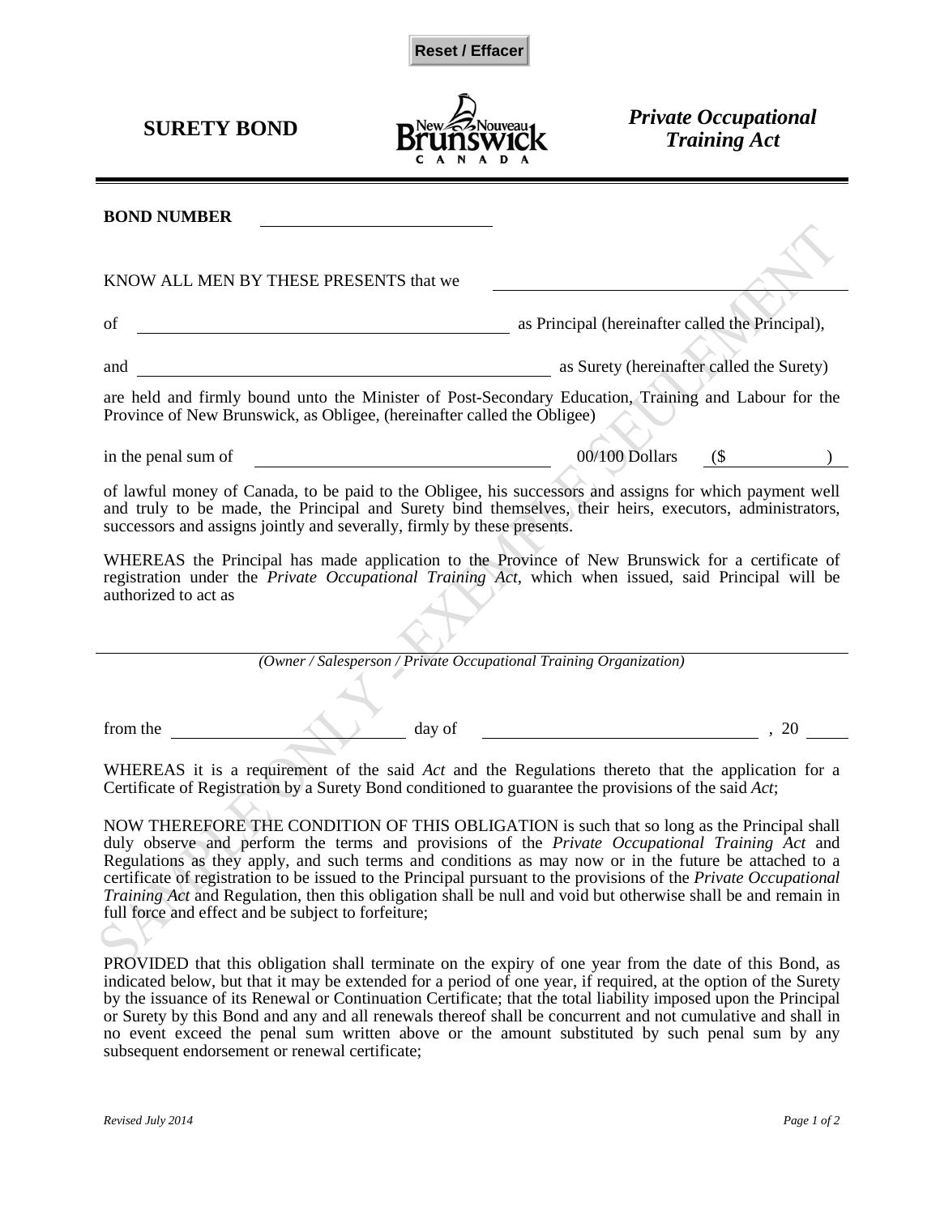Reset / Effacer

**SURETY BOND**

***Private Occupational Training Act***

**BOND NUMBER** ____________________

KNOW ALL MEN BY THESE PRESENTS that we ____________________

of ____________________ as Principal (hereinafter called the Principal),

and ____________________ as Surety (hereinafter called the Surety)

are held and firmly bound unto the Minister of Post-Secondary Education, Training and Labour for the Province of New Brunswick, as Obligee, (hereinafter called the Obligee)

in the penal sum of ____________________ 00/100 Dollars ($ ____________ )

of lawful money of Canada, to be paid to the Obligee, his successors and assigns for which payment well and truly to be made, the Principal and Surety bind themselves, their heirs, executors, administrators, successors and assigns jointly and severally, firmly by these presents.

WHEREAS the Principal has made application to the Province of New Brunswick for a certificate of registration under the *Private Occupational Training Act*, which when issued, said Principal will be authorized to act as

____________________

*(Owner / Salesperson / Private Occupational Training Organization)*

from the ____________________ day of ____________________ , 20 ______

WHEREAS it is a requirement of the said *Act* and the Regulations thereto that the application for a Certificate of Registration by a Surety Bond conditioned to guarantee the provisions of the said *Act*;

NOW THEREFORE THE CONDITION OF THIS OBLIGATION is such that so long as the Principal shall duly observe and perform the terms and provisions of the *Private Occupational Training Act* and Regulations as they apply, and such terms and conditions as may now or in the future be attached to a certificate of registration to be issued to the Principal pursuant to the provisions of the *Private Occupational Training Act* and Regulation, then this obligation shall be null and void but otherwise shall be and remain in full force and effect and be subject to forfeiture;

PROVIDED that this obligation shall terminate on the expiry of one year from the date of this Bond, as indicated below, but that it may be extended for a period of one year, if required, at the option of the Surety by the issuance of its Renewal or Continuation Certificate; that the total liability imposed upon the Principal or Surety by this Bond and any and all renewals thereof shall be concurrent and not cumulative and shall in no event exceed the penal sum written above or the amount substituted by such penal sum by any subsequent endorsement or renewal certificate;

*Revised July 2014*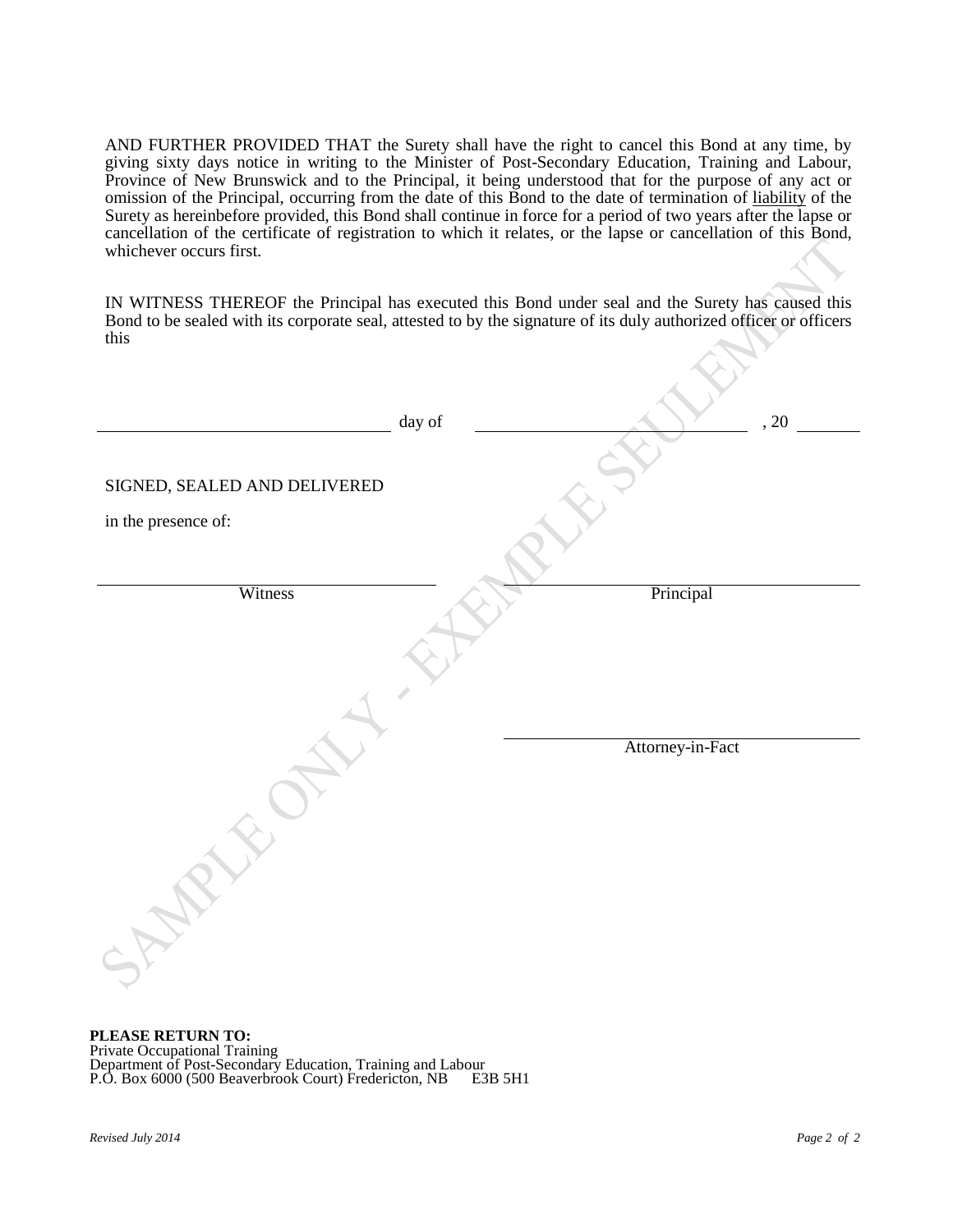AND FURTHER PROVIDED THAT the Surety shall have the right to cancel this Bond at any time, by giving sixty days notice in writing to the Minister of Post-Secondary Education, Training and Labour, Province of New Brunswick and to the Principal, it being understood that for the purpose of any act or omission of the Principal, occurring from the date of this Bond to the date of termination of liability of the Surety as hereinbefore provided, this Bond shall continue in force for a period of two years after the lapse or cancellation of the certificate of registration to which it relates, or the lapse or cancellation of this Bond, whichever occurs first.

IN WITNESS THEREOF the Principal has executed this Bond under seal and the Surety has caused this Bond to be sealed with its corporate seal, attested to by the signature of its duly authorized officer or officers this

______________________ day of ______________________ , 20 ________

SIGNED, SEALED AND DELIVERED

in the presence of:

______________________ Witness

______________________ Principal

______________________ Attorney-in-Fact

SAMPLE ONLY - EXEMPLE SEULEMENT

**PLEASE RETURN TO:**
Private Occupational Training
Department of Post-Secondary Education, Training and Labour
P.O. Box 6000 (500 Beaverbrook Court) Fredericton, NB E3B 5H1

*Revised July 2014*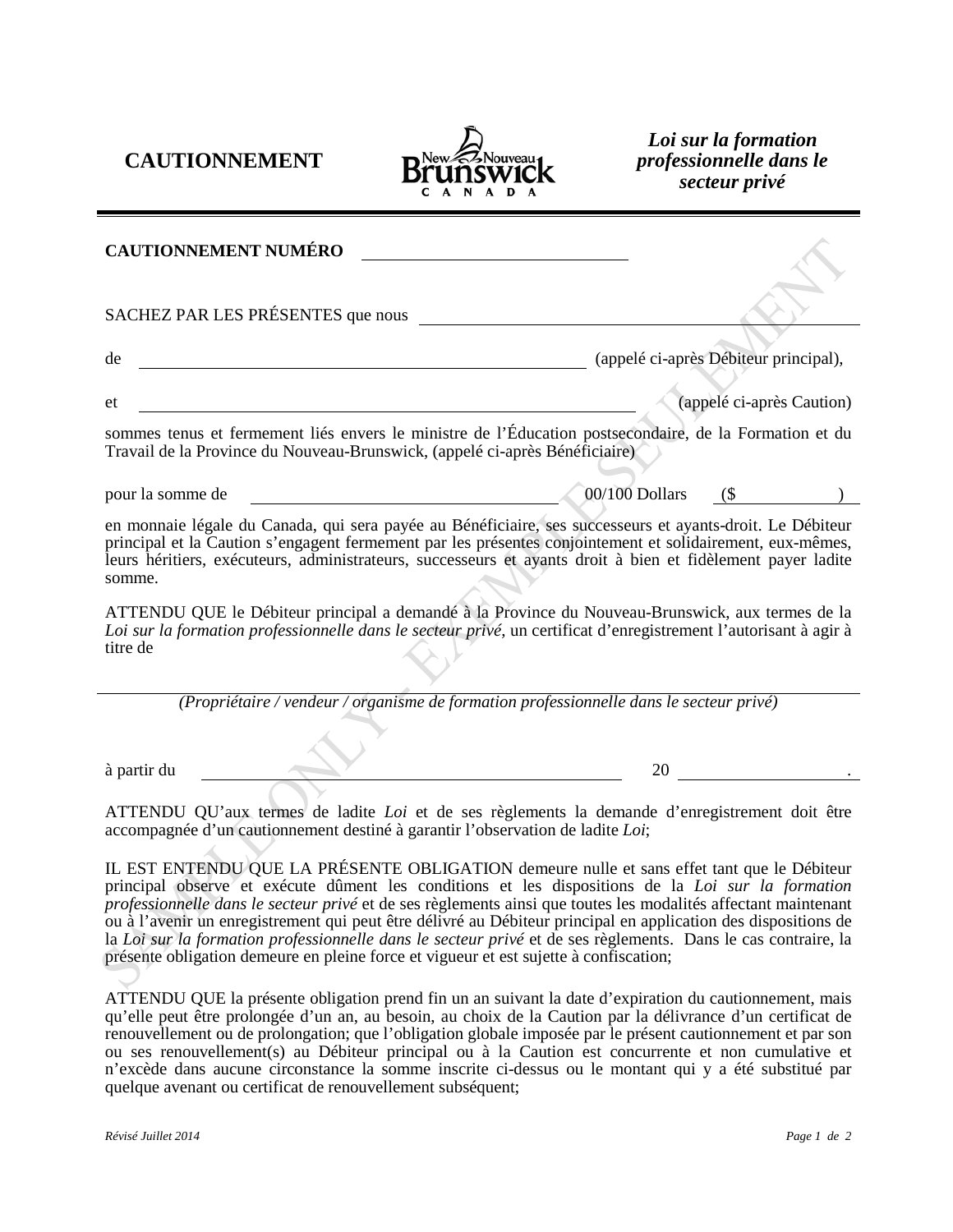**CAUTIONNEMENT** | New Nouveau Brunswick CANADA | ***Loi sur la formation professionnelle dans le secteur privé***

**CAUTIONNEMENT NUMÉRO** ______________________

SACHEZ PAR LES PRÉSENTES que nous ______________________________________

de ______________________________________ (appelé ci-après Débiteur principal),

et ______________________________________ (appelé ci-après Caution)

sommes tenus et fermement liés envers le ministre de l'Éducation postsecondaire, de la Formation et du Travail de la Province du Nouveau-Brunswick, (appelé ci-après Bénéficiaire)

pour la somme de ______________________ 00/100 Dollars ($ __________ )

en monnaie légale du Canada, qui sera payée au Bénéficiaire, ses successeurs et ayants-droit. Le Débiteur principal et la Caution s'engagent fermement par les présentes conjointement et solidairement, eux-mêmes, leurs héritiers, exécuteurs, administrateurs, successeurs et ayants droit à bien et fidèlement payer ladite somme.

ATTENDU QUE le Débiteur principal a demandé à la Province du Nouveau-Brunswick, aux termes de la *Loi sur la formation professionnelle dans le secteur privé*, un certificat d'enregistrement l'autorisant à agir à titre de

______________________________________

*(Propriétaire / vendeur / organisme de formation professionnelle dans le secteur privé)*

à partir du ______________________________ 20 __________.

ATTENDU QU'aux termes de ladite *Loi* et de ses règlements la demande d'enregistrement doit être accompagnée d'un cautionnement destiné à garantir l'observation de ladite *Loi*;

IL EST ENTENDU QUE LA PRÉSENTE OBLIGATION demeure nulle et sans effet tant que le Débiteur principal observe et exécute dûment les conditions et les dispositions de la *Loi sur la formation professionnelle dans le secteur privé* et de ses règlements ainsi que toutes les modalités affectant maintenant ou à l'avenir un enregistrement qui peut être délivré au Débiteur principal en application des dispositions de la *Loi sur la formation professionnelle dans le secteur privé* et de ses règlements. Dans le cas contraire, la présente obligation demeure en pleine force et vigueur et est sujette à confiscation;

ATTENDU QUE la présente obligation prend fin un an suivant la date d'expiration du cautionnement, mais qu'elle peut être prolongée d'un an, au besoin, au choix de la Caution par la délivrance d'un certificat de renouvellement ou de prolongation; que l'obligation globale imposée par le présent cautionnement et par son ou ses renouvellement(s) au Débiteur principal ou à la Caution est concurrente et non cumulative et n'excède dans aucune circonstance la somme inscrite ci-dessus ou le montant qui y a été substitué par quelque avenant ou certificat de renouvellement subséquent;

*Révisé Juillet 2014*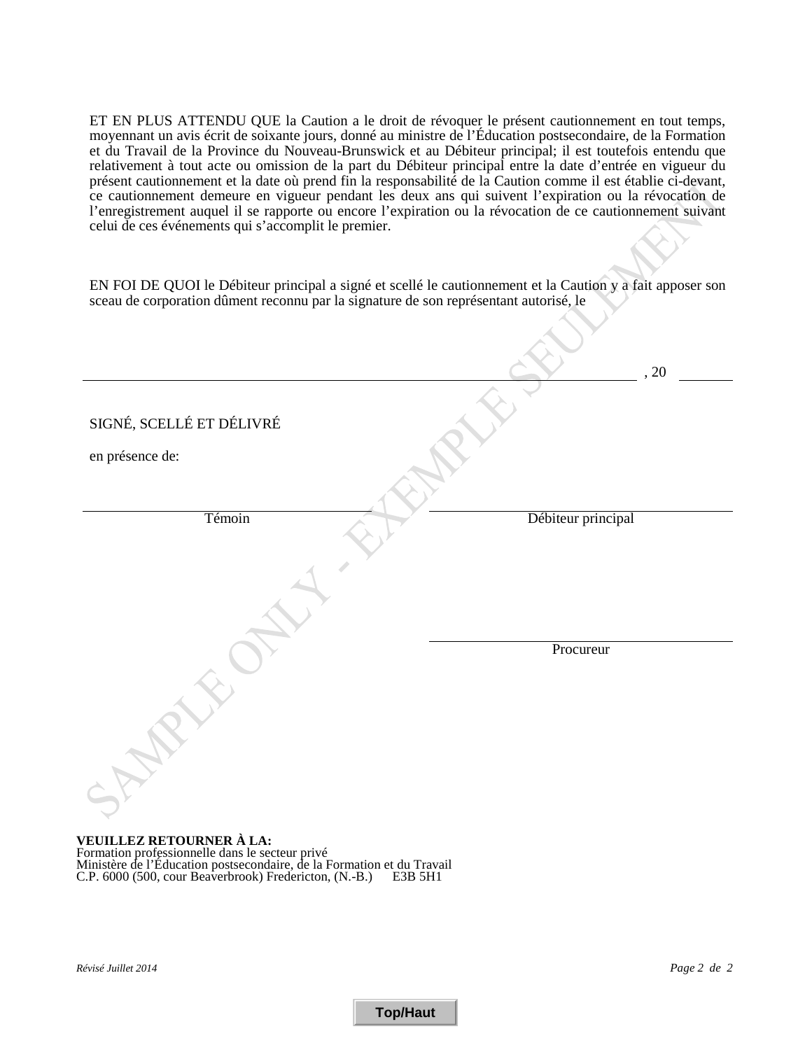ET EN PLUS ATTENDU QUE la Caution a le droit de révoquer le présent cautionnement en tout temps, moyennant un avis écrit de soixante jours, donné au ministre de l'Éducation postsecondaire, de la Formation et du Travail de la Province du Nouveau-Brunswick et au Débiteur principal; il est toutefois entendu que relativement à tout acte ou omission de la part du Débiteur principal entre la date d'entrée en vigueur du présent cautionnement et la date où prend fin la responsabilité de la Caution comme il est établie ci-devant, ce cautionnement demeure en vigueur pendant les deux ans qui suivent l'expiration ou la révocation de l'enregistrement auquel il se rapporte ou encore l'expiration ou la révocation de ce cautionnement suivant celui de ces événements qui s'accomplit le premier.

EN FOI DE QUOI le Débiteur principal a signé et scellé le cautionnement et la Caution y a fait apposer son sceau de corporation dûment reconnu par la signature de son représentant autorisé, le

______________________________________________ , 20 ______

SIGNÉ, SCELLÉ ET DÉLIVRÉ

en présence de:

| | |
|---|---|
| ______________________ | ______________________ |
| Témoin | Débiteur principal |
| | ______________________ |
| | Procureur |

SAMPLE ONLY - EXEMPLE SEULEMENT

**VEUILLEZ RETOURNER À LA:**
Formation professionnelle dans le secteur privé
Ministère de l'Éducation postsecondaire, de la Formation et du Travail
C.P. 6000 (500, cour Beaverbrook) Fredericton, (N.-B.) E3B 5H1

*Révisé Juillet 2014*

Top/Haut